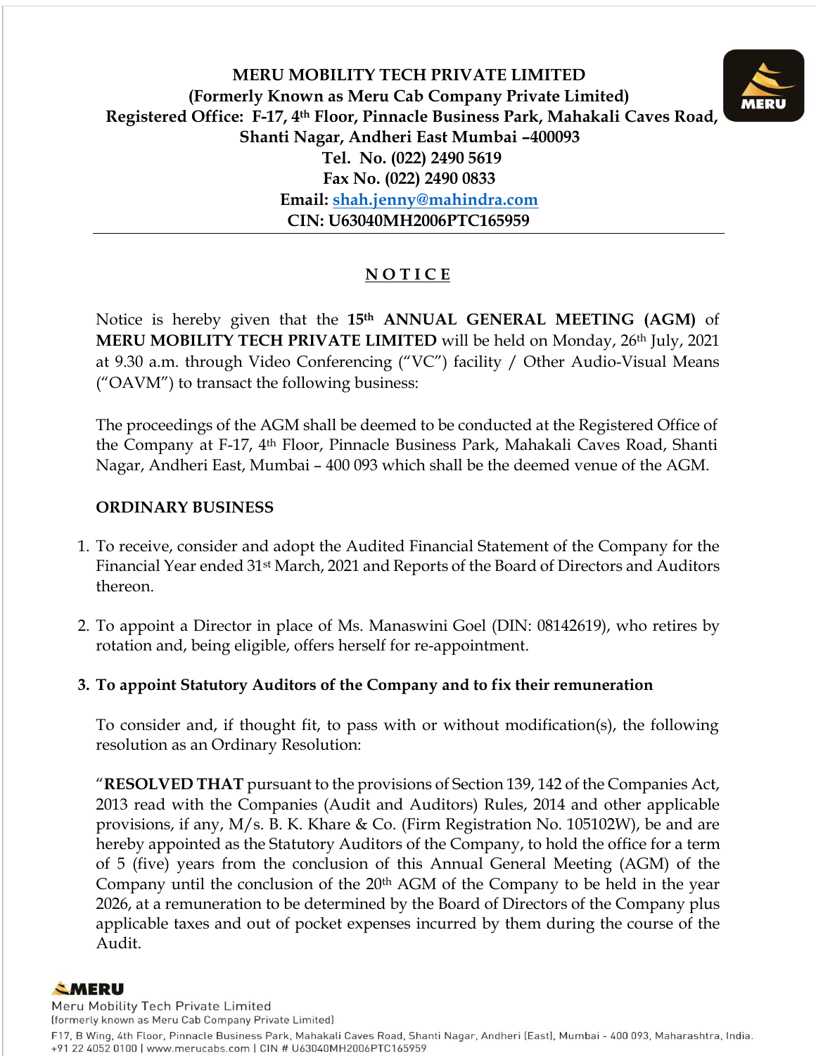**MERU MOBILITY TECH PRIVATE LIMITED**
**(Formerly Known as Meru Cab Company Private Limited)**
**Registered Office: F-17, 4th Floor, Pinnacle Business Park, Mahakali Caves Road, Shanti Nagar, Andheri East Mumbai –400093**
**Tel. No. (022) 2490 5619**
**Fax No. (022) 2490 0833**
**Email: shah.jenny@mahindra.com**
**CIN: U63040MH2006PTC165959**

---

## NOTICE

Notice is hereby given that the **15th ANNUAL GENERAL MEETING (AGM)** of **MERU MOBILITY TECH PRIVATE LIMITED** will be held on Monday, 26th July, 2021 at 9.30 a.m. through Video Conferencing ("VC") facility / Other Audio-Visual Means ("OAVM") to transact the following business:

The proceedings of the AGM shall be deemed to be conducted at the Registered Office of the Company at F-17, 4th Floor, Pinnacle Business Park, Mahakali Caves Road, Shanti Nagar, Andheri East, Mumbai – 400 093 which shall be the deemed venue of the AGM.

### ORDINARY BUSINESS

1. To receive, consider and adopt the Audited Financial Statement of the Company for the Financial Year ended 31st March, 2021 and Reports of the Board of Directors and Auditors thereon.

2. To appoint a Director in place of Ms. Manaswini Goel (DIN: 08142619), who retires by rotation and, being eligible, offers herself for re-appointment.

3. **To appoint Statutory Auditors of the Company and to fix their remuneration**

   To consider and, if thought fit, to pass with or without modification(s), the following resolution as an Ordinary Resolution:

   "**RESOLVED THAT** pursuant to the provisions of Section 139, 142 of the Companies Act, 2013 read with the Companies (Audit and Auditors) Rules, 2014 and other applicable provisions, if any, M/s. B. K. Khare & Co. (Firm Registration No. 105102W), be and are hereby appointed as the Statutory Auditors of the Company, to hold the office for a term of 5 (five) years from the conclusion of this Annual General Meeting (AGM) of the Company until the conclusion of the 20th AGM of the Company to be held in the year 2026, at a remuneration to be determined by the Board of Directors of the Company plus applicable taxes and out of pocket expenses incurred by them during the course of the Audit.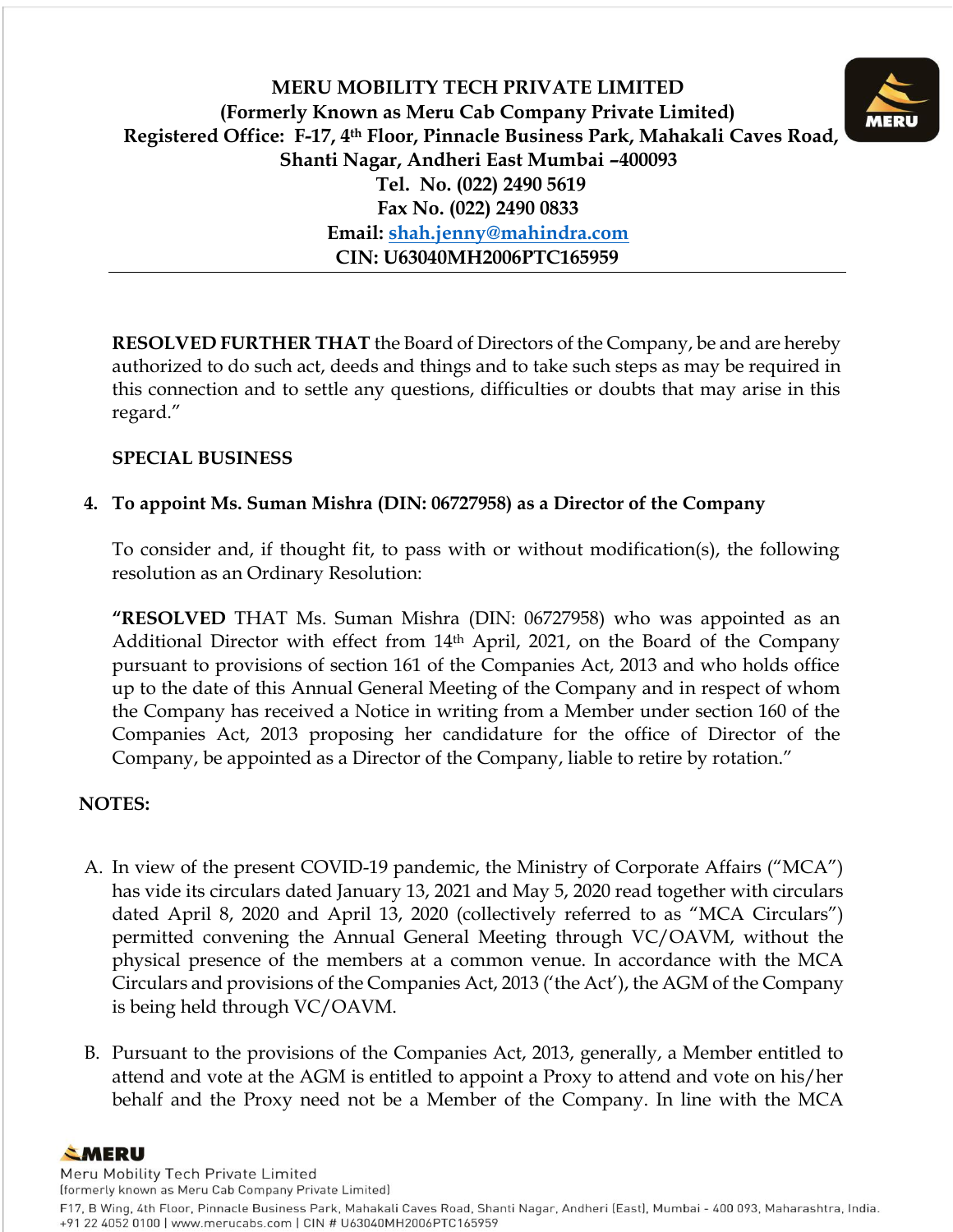**RESOLVED FURTHER THAT** the Board of Directors of the Company, be and are hereby authorized to do such act, deeds and things and to take such steps as may be required in this connection and to settle any questions, difficulties or doubts that may arise in this regard."

**SPECIAL BUSINESS**

4. **To appoint Ms. Suman Mishra (DIN: 06727958) as a Director of the Company**

   To consider and, if thought fit, to pass with or without modification(s), the following resolution as an Ordinary Resolution:

   **"RESOLVED** THAT Ms. Suman Mishra (DIN: 06727958) who was appointed as an Additional Director with effect from 14th April, 2021, on the Board of the Company pursuant to provisions of section 161 of the Companies Act, 2013 and who holds office up to the date of this Annual General Meeting of the Company and in respect of whom the Company has received a Notice in writing from a Member under section 160 of the Companies Act, 2013 proposing her candidature for the office of Director of the Company, be appointed as a Director of the Company, liable to retire by rotation."

**NOTES:**

A. In view of the present COVID-19 pandemic, the Ministry of Corporate Affairs ("MCA") has vide its circulars dated January 13, 2021 and May 5, 2020 read together with circulars dated April 8, 2020 and April 13, 2020 (collectively referred to as "MCA Circulars") permitted convening the Annual General Meeting through VC/OAVM, without the physical presence of the members at a common venue. In accordance with the MCA Circulars and provisions of the Companies Act, 2013 ('the Act'), the AGM of the Company is being held through VC/OAVM.

B. Pursuant to the provisions of the Companies Act, 2013, generally, a Member entitled to attend and vote at the AGM is entitled to appoint a Proxy to attend and vote on his/her behalf and the Proxy need not be a Member of the Company. In line with the MCA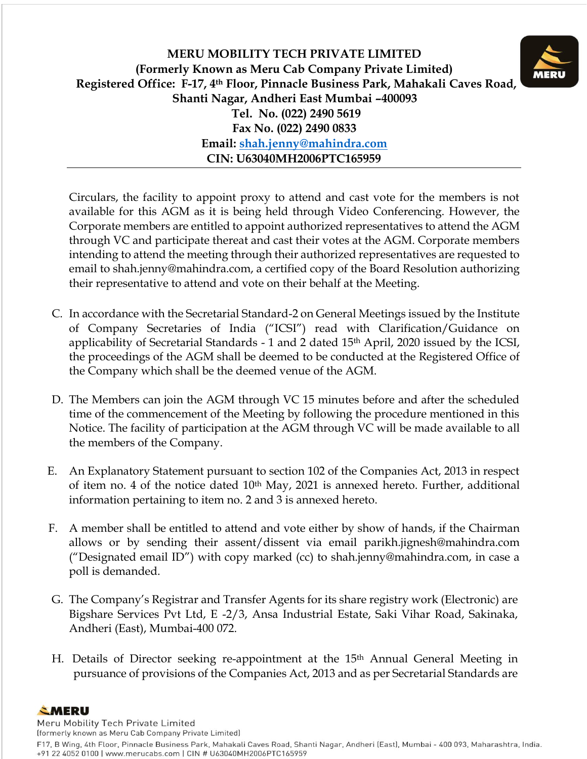Circulars, the facility to appoint proxy to attend and cast vote for the members is not available for this AGM as it is being held through Video Conferencing. However, the Corporate members are entitled to appoint authorized representatives to attend the AGM through VC and participate thereat and cast their votes at the AGM. Corporate members intending to attend the meeting through their authorized representatives are requested to email to shah.jenny@mahindra.com, a certified copy of the Board Resolution authorizing their representative to attend and vote on their behalf at the Meeting.

C. In accordance with the Secretarial Standard-2 on General Meetings issued by the Institute of Company Secretaries of India ("ICSI") read with Clarification/Guidance on applicability of Secretarial Standards - 1 and 2 dated 15th April, 2020 issued by the ICSI, the proceedings of the AGM shall be deemed to be conducted at the Registered Office of the Company which shall be the deemed venue of the AGM.

D. The Members can join the AGM through VC 15 minutes before and after the scheduled time of the commencement of the Meeting by following the procedure mentioned in this Notice. The facility of participation at the AGM through VC will be made available to all the members of the Company.

E. An Explanatory Statement pursuant to section 102 of the Companies Act, 2013 in respect of item no. 4 of the notice dated 10th May, 2021 is annexed hereto. Further, additional information pertaining to item no. 2 and 3 is annexed hereto.

F. A member shall be entitled to attend and vote either by show of hands, if the Chairman allows or by sending their assent/dissent via email parikh.jignesh@mahindra.com ("Designated email ID") with copy marked (cc) to shah.jenny@mahindra.com, in case a poll is demanded.

G. The Company's Registrar and Transfer Agents for its share registry work (Electronic) are Bigshare Services Pvt Ltd, E -2/3, Ansa Industrial Estate, Saki Vihar Road, Sakinaka, Andheri (East), Mumbai-400 072.

H. Details of Director seeking re-appointment at the 15th Annual General Meeting in pursuance of provisions of the Companies Act, 2013 and as per Secretarial Standards are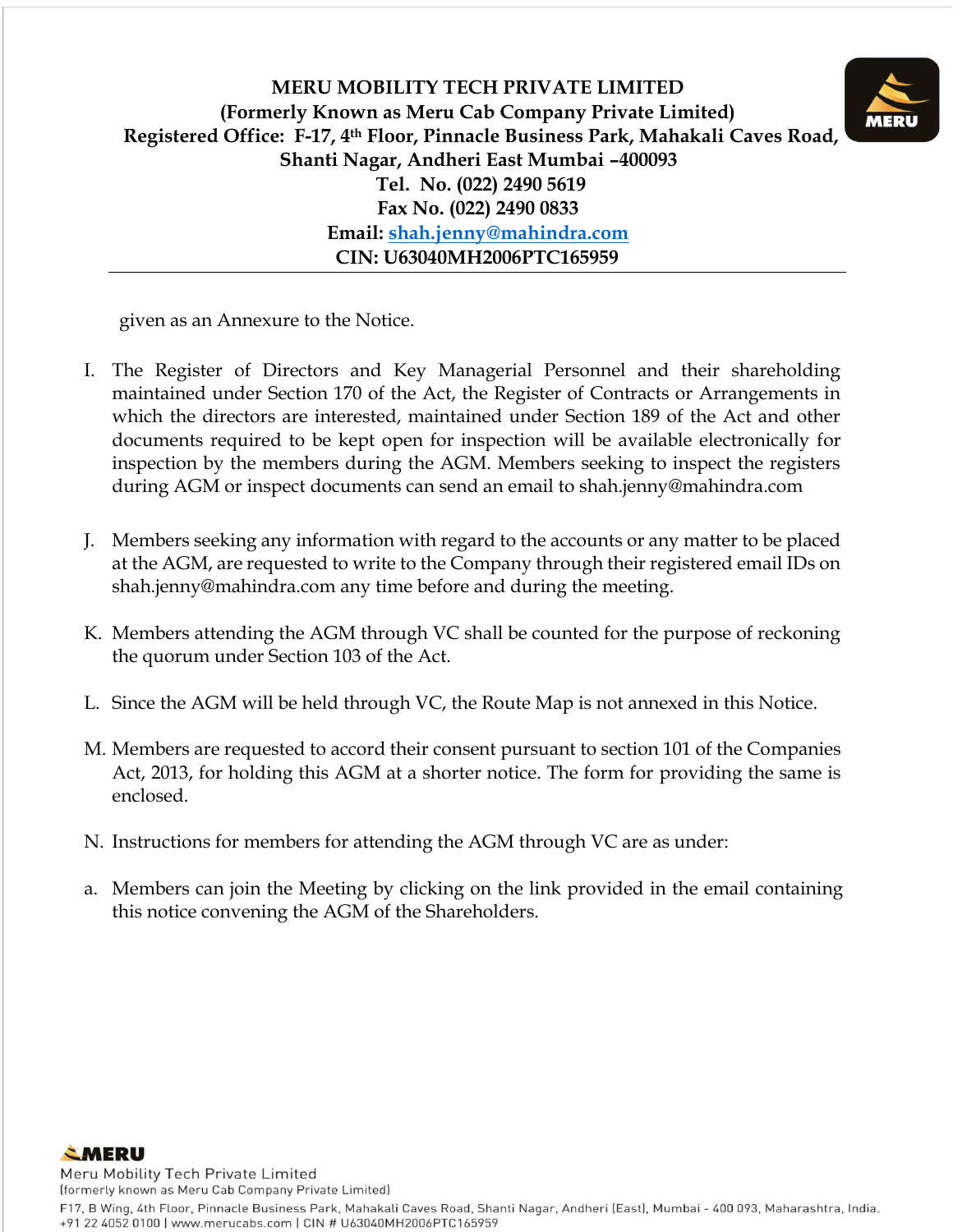given as an Annexure to the Notice.

I. The Register of Directors and Key Managerial Personnel and their shareholding maintained under Section 170 of the Act, the Register of Contracts or Arrangements in which the directors are interested, maintained under Section 189 of the Act and other documents required to be kept open for inspection will be available electronically for inspection by the members during the AGM. Members seeking to inspect the registers during AGM or inspect documents can send an email to shah.jenny@mahindra.com

J. Members seeking any information with regard to the accounts or any matter to be placed at the AGM, are requested to write to the Company through their registered email IDs on shah.jenny@mahindra.com any time before and during the meeting.

K. Members attending the AGM through VC shall be counted for the purpose of reckoning the quorum under Section 103 of the Act.

L. Since the AGM will be held through VC, the Route Map is not annexed in this Notice.

M. Members are requested to accord their consent pursuant to section 101 of the Companies Act, 2013, for holding this AGM at a shorter notice. The form for providing the same is enclosed.

N. Instructions for members for attending the AGM through VC are as under:

a. Members can join the Meeting by clicking on the link provided in the email containing this notice convening the AGM of the Shareholders.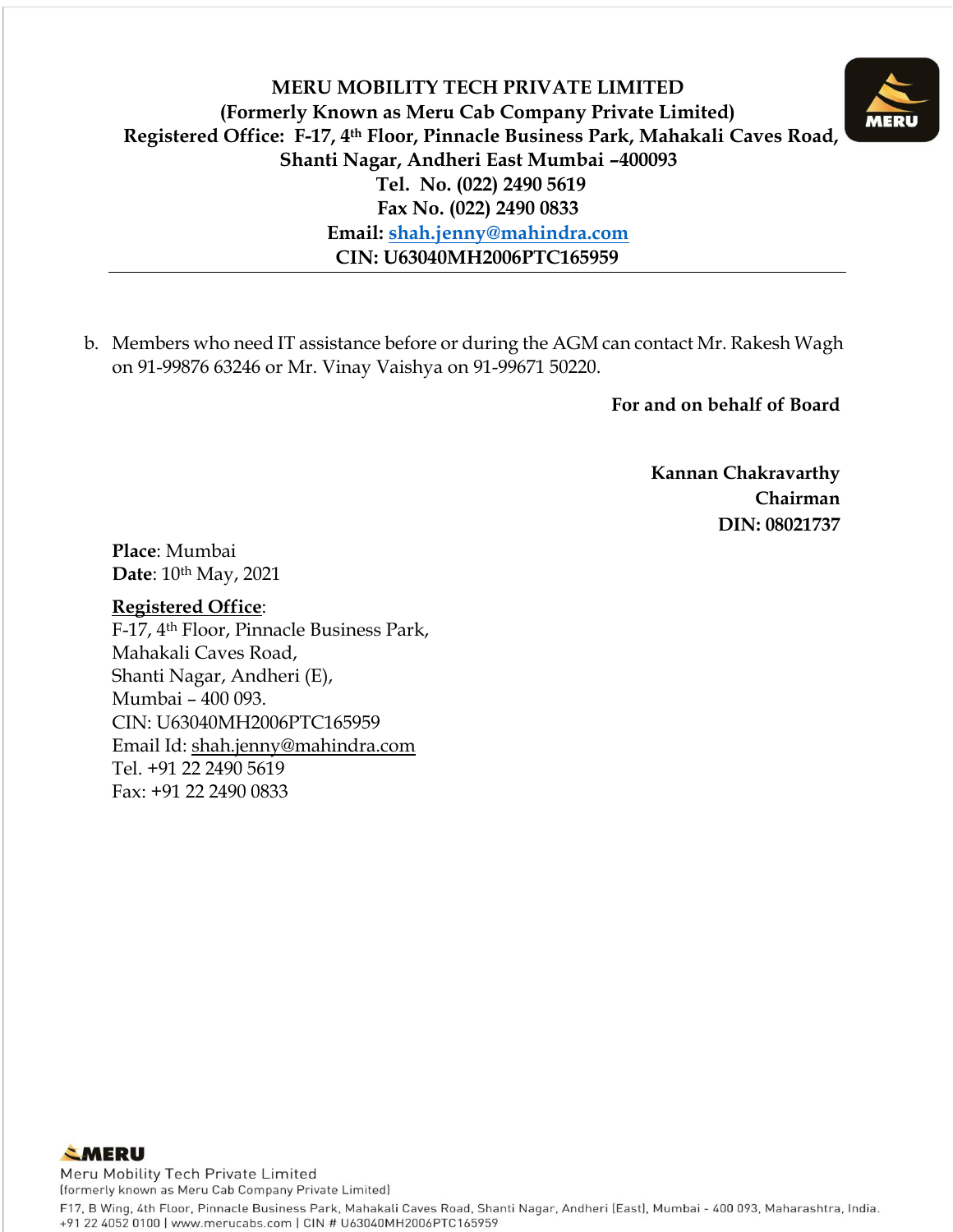b. Members who need IT assistance before or during the AGM can contact Mr. Rakesh Wagh on 91-99876 63246 or Mr. Vinay Vaishya on 91-99671 50220.

**For and on behalf of Board**

**Kannan Chakravarthy**
**Chairman**
**DIN: 08021737**

**Place**: Mumbai
**Date**: 10th May, 2021

**Registered Office**:
F-17, 4th Floor, Pinnacle Business Park,
Mahakali Caves Road,
Shanti Nagar, Andheri (E),
Mumbai – 400 093.
CIN: U63040MH2006PTC165959
Email Id: shah.jenny@mahindra.com
Tel. +91 22 2490 5619
Fax: +91 22 2490 0833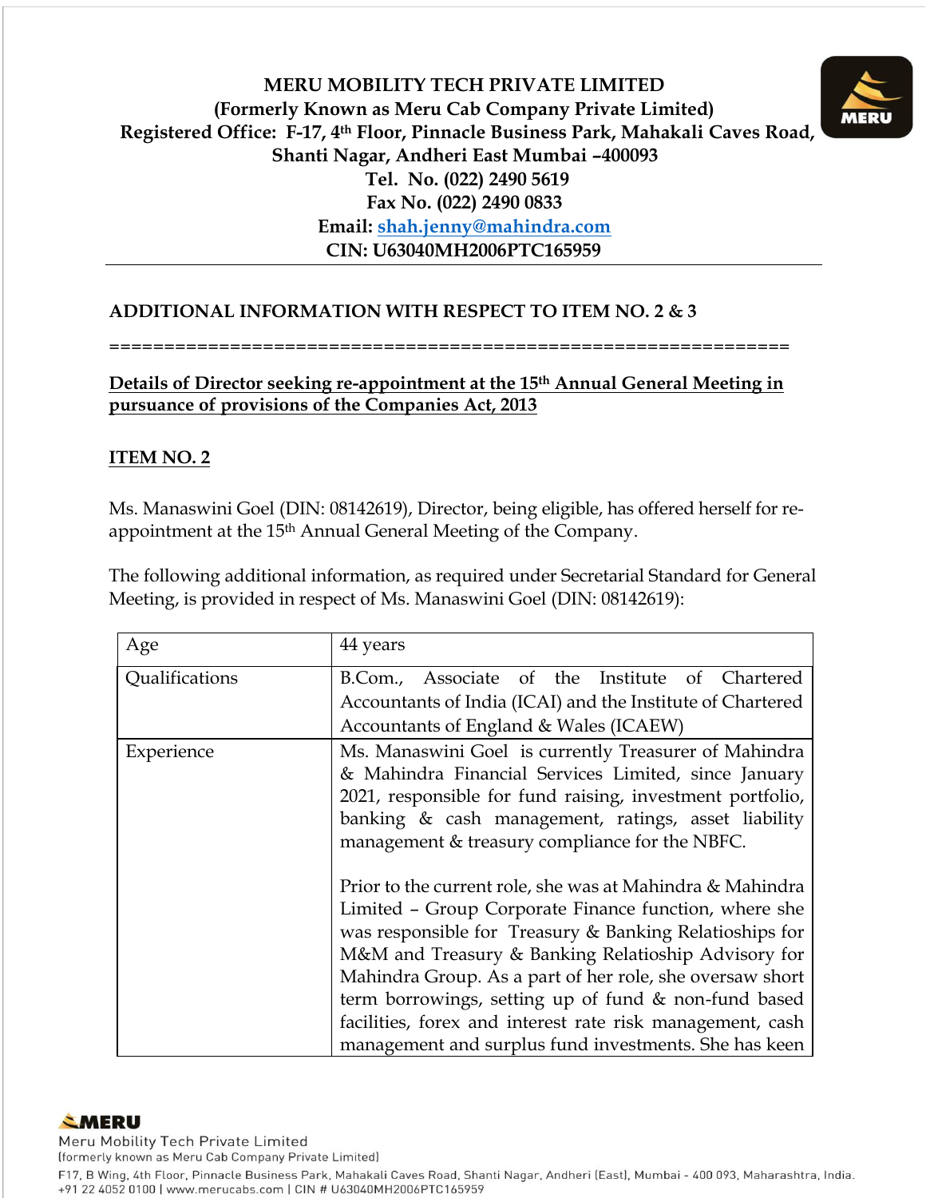# MERU MOBILITY TECH PRIVATE LIMITED
**(Formerly Known as Meru Cab Company Private Limited)**
**Registered Office: F-17, 4th Floor, Pinnacle Business Park, Mahakali Caves Road, Shanti Nagar, Andheri East Mumbai –400093**
**Tel. No. (022) 2490 5619**
**Fax No. (022) 2490 0833**
**Email: shah.jenny@mahindra.com**
**CIN: U63040MH2006PTC165959**

---

## ADDITIONAL INFORMATION WITH RESPECT TO ITEM NO. 2 & 3

==============================================================

**Details of Director seeking re-appointment at the 15th Annual General Meeting in pursuance of provisions of the Companies Act, 2013**

### ITEM NO. 2

Ms. Manaswini Goel (DIN: 08142619), Director, being eligible, has offered herself for re-appointment at the 15th Annual General Meeting of the Company.

The following additional information, as required under Secretarial Standard for General Meeting, is provided in respect of Ms. Manaswini Goel (DIN: 08142619):

| | |
|---|---|
| Age | 44 years |
| Qualifications | B.Com., Associate of the Institute of Chartered Accountants of India (ICAI) and the Institute of Chartered Accountants of England & Wales (ICAEW) |
| Experience | Ms. Manaswini Goel is currently Treasurer of Mahindra & Mahindra Financial Services Limited, since January 2021, responsible for fund raising, investment portfolio, banking & cash management, ratings, asset liability management & treasury compliance for the NBFC.<br><br>Prior to the current role, she was at Mahindra & Mahindra Limited – Group Corporate Finance function, where she was responsible for Treasury & Banking Relatioships for M&M and Treasury & Banking Relatioship Advisory for Mahindra Group. As a part of her role, she oversaw short term borrowings, setting up of fund & non-fund based facilities, forex and interest rate risk management, cash management and surplus fund investments. She has keen |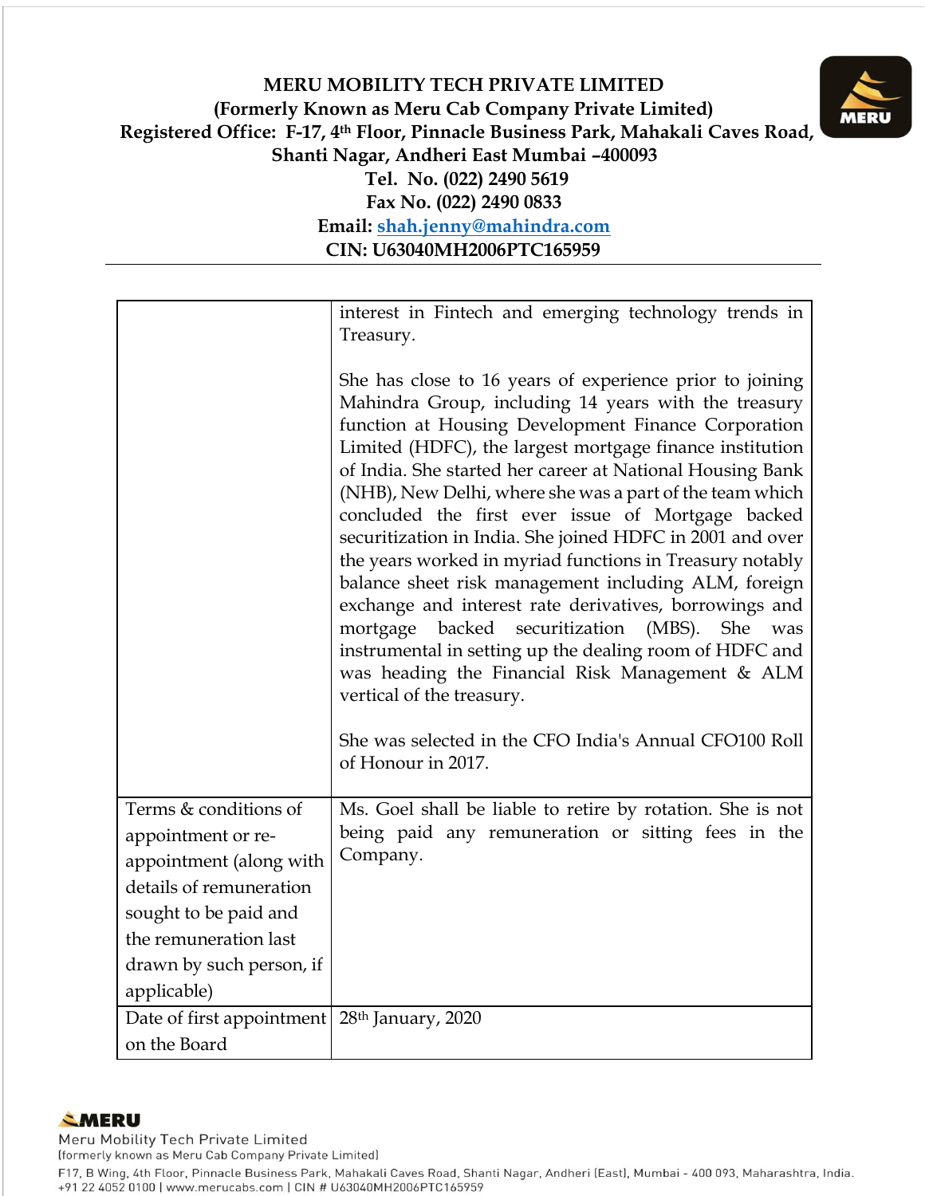| | |
|---|---|
| | interest in Fintech and emerging technology trends in Treasury.<br><br>She has close to 16 years of experience prior to joining Mahindra Group, including 14 years with the treasury function at Housing Development Finance Corporation Limited (HDFC), the largest mortgage finance institution of India. She started her career at National Housing Bank (NHB), New Delhi, where she was a part of the team which concluded the first ever issue of Mortgage backed securitization in India. She joined HDFC in 2001 and over the years worked in myriad functions in Treasury notably balance sheet risk management including ALM, foreign exchange and interest rate derivatives, borrowings and mortgage backed securitization (MBS). She was instrumental in setting up the dealing room of HDFC and was heading the Financial Risk Management & ALM vertical of the treasury.<br><br>She was selected in the CFO India's Annual CFO100 Roll of Honour in 2017. |
| Terms & conditions of appointment or re-appointment (along with details of remuneration sought to be paid and the remuneration last drawn by such person, if applicable) | Ms. Goel shall be liable to retire by rotation. She is not being paid any remuneration or sitting fees in the Company. |
| Date of first appointment on the Board | 28th January, 2020 |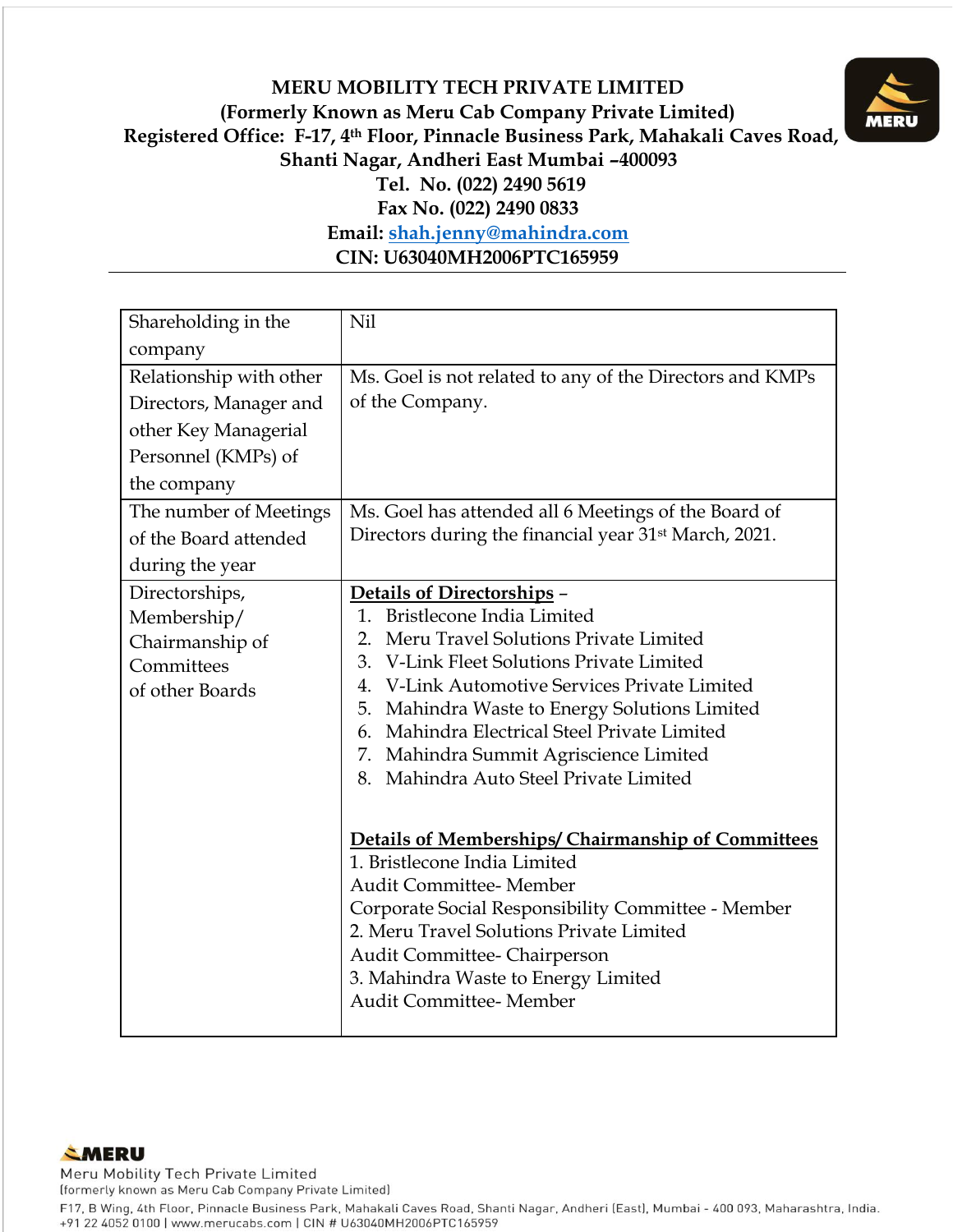**MERU MOBILITY TECH PRIVATE LIMITED**
**(Formerly Known as Meru Cab Company Private Limited)**
**Registered Office: F-17, 4th Floor, Pinnacle Business Park, Mahakali Caves Road, Shanti Nagar, Andheri East Mumbai –400093**
**Tel. No. (022) 2490 5619**
**Fax No. (022) 2490 0833**
**Email: shah.jenny@mahindra.com**
**CIN: U63040MH2006PTC165959**

| | |
|---|---|
| Shareholding in the company | Nil |
| Relationship with other Directors, Manager and other Key Managerial Personnel (KMPs) of the company | Ms. Goel is not related to any of the Directors and KMPs of the Company. |
| The number of Meetings of the Board attended during the year | Ms. Goel has attended all 6 Meetings of the Board of Directors during the financial year 31st March, 2021. |
| Directorships, Membership/ Chairmanship of Committees of other Boards | **Details of Directorships** – <br>1. Bristlecone India Limited <br>2. Meru Travel Solutions Private Limited <br>3. V-Link Fleet Solutions Private Limited <br>4. V-Link Automotive Services Private Limited <br>5. Mahindra Waste to Energy Solutions Limited <br>6. Mahindra Electrical Steel Private Limited <br>7. Mahindra Summit Agriscience Limited <br>8. Mahindra Auto Steel Private Limited <br><br>**Details of Memberships/ Chairmanship of Committees** <br>1. Bristlecone India Limited <br>Audit Committee- Member <br>Corporate Social Responsibility Committee - Member <br>2. Meru Travel Solutions Private Limited <br>Audit Committee- Chairperson <br>3. Mahindra Waste to Energy Limited <br>Audit Committee- Member |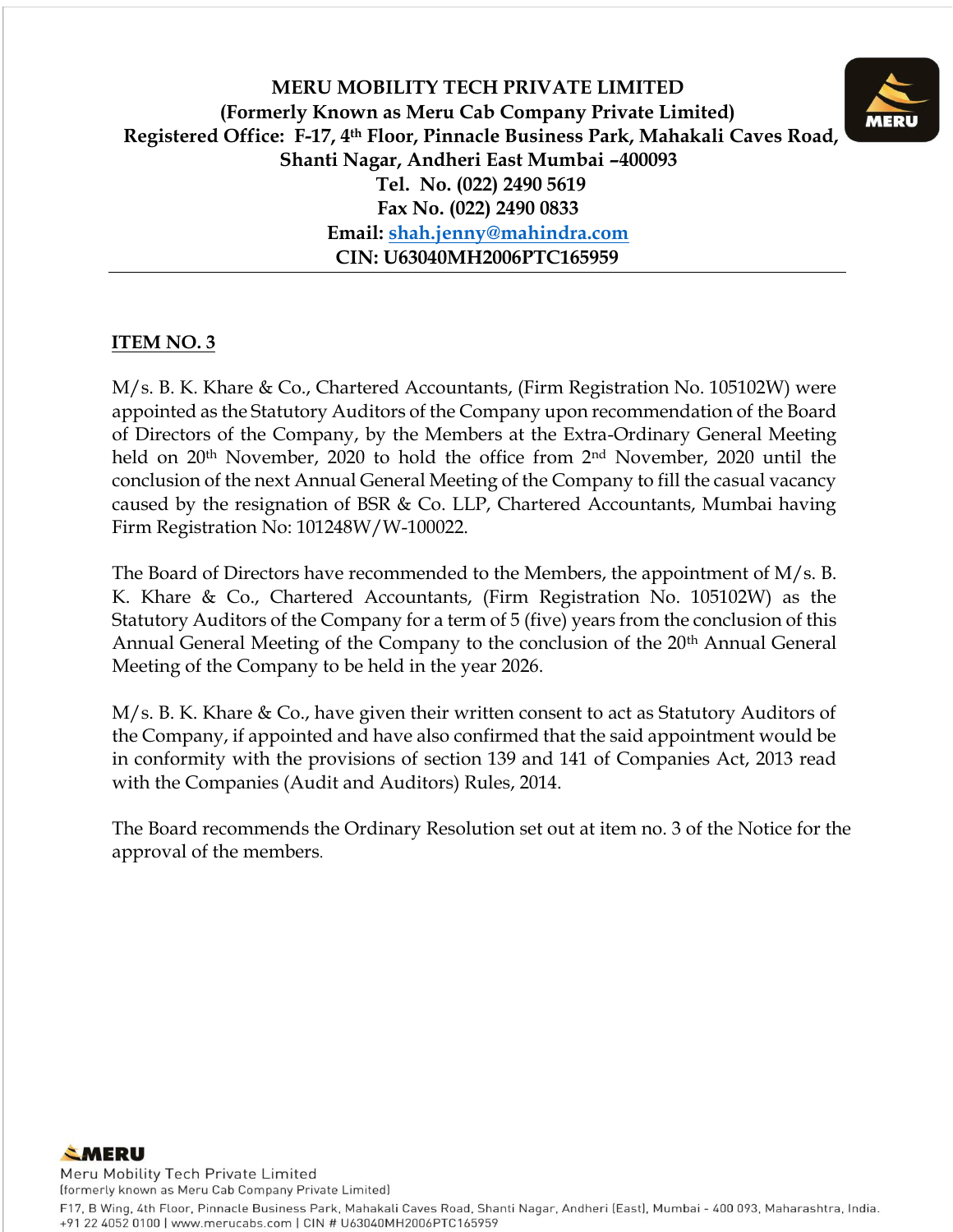**MERU MOBILITY TECH PRIVATE LIMITED**
**(Formerly Known as Meru Cab Company Private Limited)**
**Registered Office: F-17, 4th Floor, Pinnacle Business Park, Mahakali Caves Road, Shanti Nagar, Andheri East Mumbai –400093**
**Tel. No. (022) 2490 5619**
**Fax No. (022) 2490 0833**
**Email: shah.jenny@mahindra.com**
**CIN: U63040MH2006PTC165959**

---

**ITEM NO. 3**

M/s. B. K. Khare & Co., Chartered Accountants, (Firm Registration No. 105102W) were appointed as the Statutory Auditors of the Company upon recommendation of the Board of Directors of the Company, by the Members at the Extra-Ordinary General Meeting held on 20th November, 2020 to hold the office from 2nd November, 2020 until the conclusion of the next Annual General Meeting of the Company to fill the casual vacancy caused by the resignation of BSR & Co. LLP, Chartered Accountants, Mumbai having Firm Registration No: 101248W/W-100022.

The Board of Directors have recommended to the Members, the appointment of M/s. B. K. Khare & Co., Chartered Accountants, (Firm Registration No. 105102W) as the Statutory Auditors of the Company for a term of 5 (five) years from the conclusion of this Annual General Meeting of the Company to the conclusion of the 20th Annual General Meeting of the Company to be held in the year 2026.

M/s. B. K. Khare & Co., have given their written consent to act as Statutory Auditors of the Company, if appointed and have also confirmed that the said appointment would be in conformity with the provisions of section 139 and 141 of Companies Act, 2013 read with the Companies (Audit and Auditors) Rules, 2014.

The Board recommends the Ordinary Resolution set out at item no. 3 of the Notice for the approval of the members.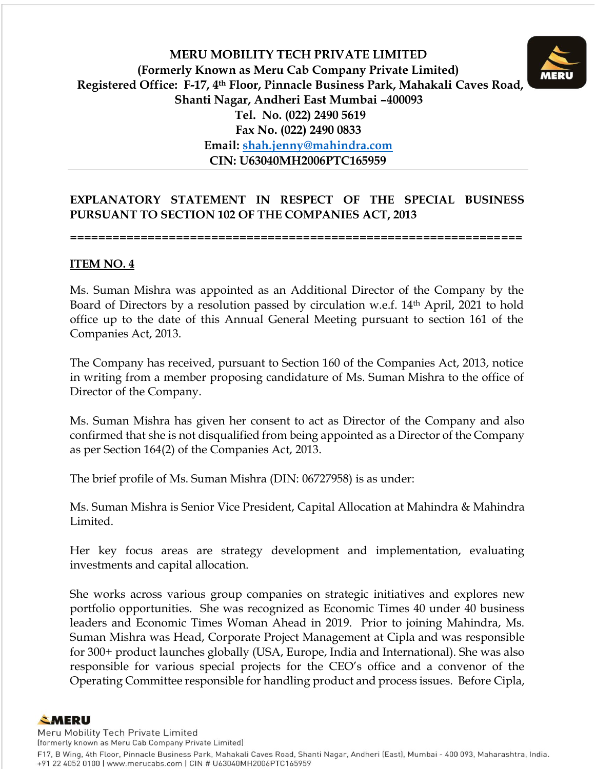**MERU MOBILITY TECH PRIVATE LIMITED**
**(Formerly Known as Meru Cab Company Private Limited)**
**Registered Office: F-17, 4th Floor, Pinnacle Business Park, Mahakali Caves Road, Shanti Nagar, Andheri East Mumbai –400093**
**Tel. No. (022) 2490 5619**
**Fax No. (022) 2490 0833**
**Email: shah.jenny@mahindra.com**
**CIN: U63040MH2006PTC165959**

**EXPLANATORY STATEMENT IN RESPECT OF THE SPECIAL BUSINESS PURSUANT TO SECTION 102 OF THE COMPANIES ACT, 2013**

==================================================================

**ITEM NO. 4**

Ms. Suman Mishra was appointed as an Additional Director of the Company by the Board of Directors by a resolution passed by circulation w.e.f. 14th April, 2021 to hold office up to the date of this Annual General Meeting pursuant to section 161 of the Companies Act, 2013.

The Company has received, pursuant to Section 160 of the Companies Act, 2013, notice in writing from a member proposing candidature of Ms. Suman Mishra to the office of Director of the Company.

Ms. Suman Mishra has given her consent to act as Director of the Company and also confirmed that she is not disqualified from being appointed as a Director of the Company as per Section 164(2) of the Companies Act, 2013.

The brief profile of Ms. Suman Mishra (DIN: 06727958) is as under:

Ms. Suman Mishra is Senior Vice President, Capital Allocation at Mahindra & Mahindra Limited.

Her key focus areas are strategy development and implementation, evaluating investments and capital allocation.

She works across various group companies on strategic initiatives and explores new portfolio opportunities. She was recognized as Economic Times 40 under 40 business leaders and Economic Times Woman Ahead in 2019. Prior to joining Mahindra, Ms. Suman Mishra was Head, Corporate Project Management at Cipla and was responsible for 300+ product launches globally (USA, Europe, India and International). She was also responsible for various special projects for the CEO's office and a convenor of the Operating Committee responsible for handling product and process issues. Before Cipla,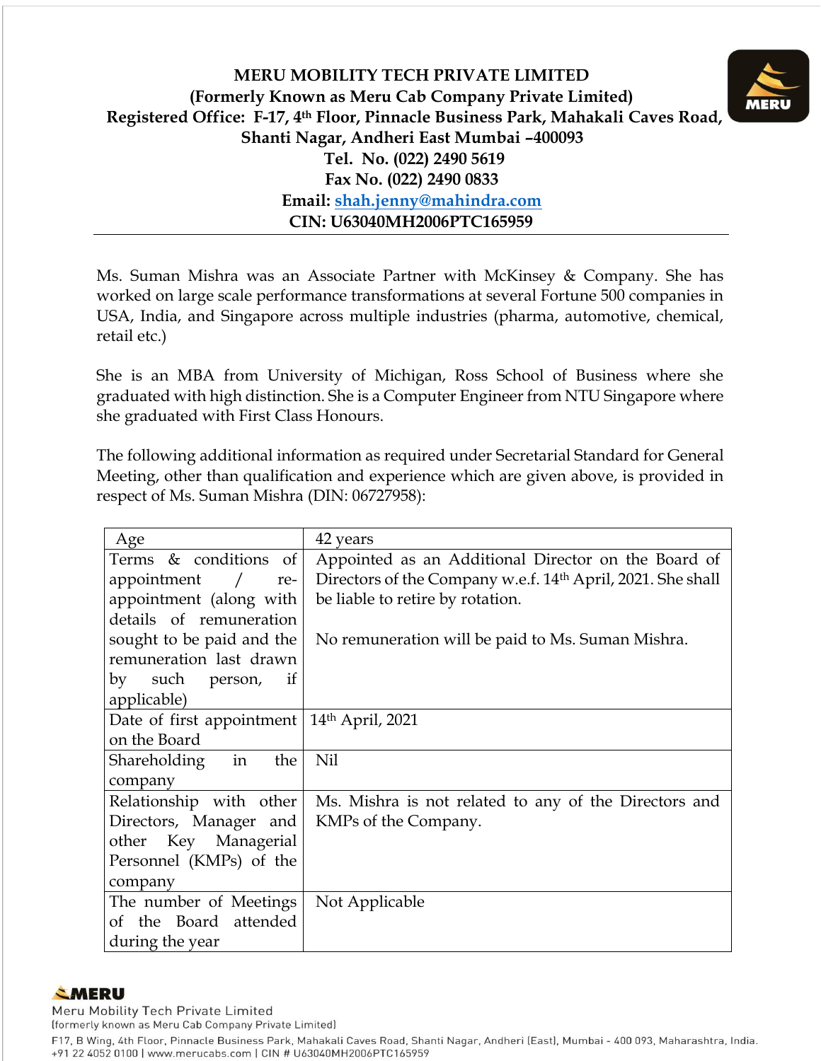**MERU MOBILITY TECH PRIVATE LIMITED**
**(Formerly Known as Meru Cab Company Private Limited)**
**Registered Office: F-17, 4th Floor, Pinnacle Business Park, Mahakali Caves Road, Shanti Nagar, Andheri East Mumbai –400093**
**Tel. No. (022) 2490 5619**
**Fax No. (022) 2490 0833**
**Email: shah.jenny@mahindra.com**
**CIN: U63040MH2006PTC165959**

---

Ms. Suman Mishra was an Associate Partner with McKinsey & Company. She has worked on large scale performance transformations at several Fortune 500 companies in USA, India, and Singapore across multiple industries (pharma, automotive, chemical, retail etc.)

She is an MBA from University of Michigan, Ross School of Business where she graduated with high distinction. She is a Computer Engineer from NTU Singapore where she graduated with First Class Honours.

The following additional information as required under Secretarial Standard for General Meeting, other than qualification and experience which are given above, is provided in respect of Ms. Suman Mishra (DIN: 06727958):

| | |
|---|---|
| Age | 42 years |
| Terms & conditions of appointment / re-appointment (along with details of remuneration sought to be paid and the remuneration last drawn by such person, if applicable) | Appointed as an Additional Director on the Board of Directors of the Company w.e.f. 14th April, 2021. She shall be liable to retire by rotation.<br><br>No remuneration will be paid to Ms. Suman Mishra. |
| Date of first appointment on the Board | 14th April, 2021 |
| Shareholding in the company | Nil |
| Relationship with other Directors, Manager and other Key Managerial Personnel (KMPs) of the company | Ms. Mishra is not related to any of the Directors and KMPs of the Company. |
| The number of Meetings of the Board attended during the year | Not Applicable |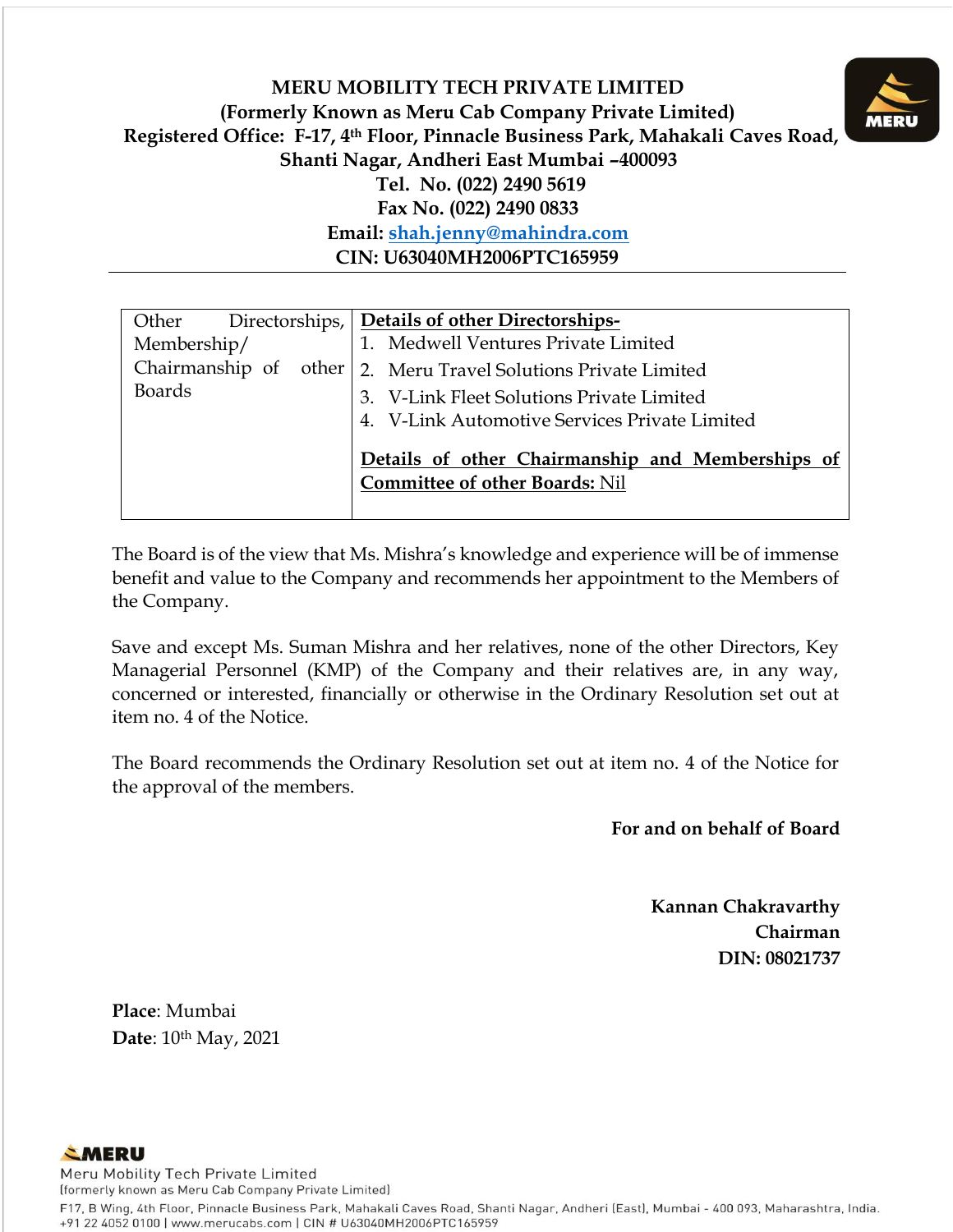**MERU MOBILITY TECH PRIVATE LIMITED**
**(Formerly Known as Meru Cab Company Private Limited)**
**Registered Office: F-17, 4th Floor, Pinnacle Business Park, Mahakali Caves Road, Shanti Nagar, Andheri East Mumbai –400093**
**Tel. No. (022) 2490 5619**
**Fax No. (022) 2490 0833**
**Email: shah.jenny@mahindra.com**
**CIN: U63040MH2006PTC165959**

| Other Directorships, Membership/ Chairmanship of other Boards | **Details of other Directorships-**<br>1. Medwell Ventures Private Limited<br>2. Meru Travel Solutions Private Limited<br>3. V-Link Fleet Solutions Private Limited<br>4. V-Link Automotive Services Private Limited<br><br>**Details of other Chairmanship and Memberships of Committee of other Boards:** Nil |
|---|---|

The Board is of the view that Ms. Mishra's knowledge and experience will be of immense benefit and value to the Company and recommends her appointment to the Members of the Company.

Save and except Ms. Suman Mishra and her relatives, none of the other Directors, Key Managerial Personnel (KMP) of the Company and their relatives are, in any way, concerned or interested, financially or otherwise in the Ordinary Resolution set out at item no. 4 of the Notice.

The Board recommends the Ordinary Resolution set out at item no. 4 of the Notice for the approval of the members.

**For and on behalf of Board**

**Kannan Chakravarthy**
**Chairman**
**DIN: 08021737**

**Place**: Mumbai
**Date**: 10th May, 2021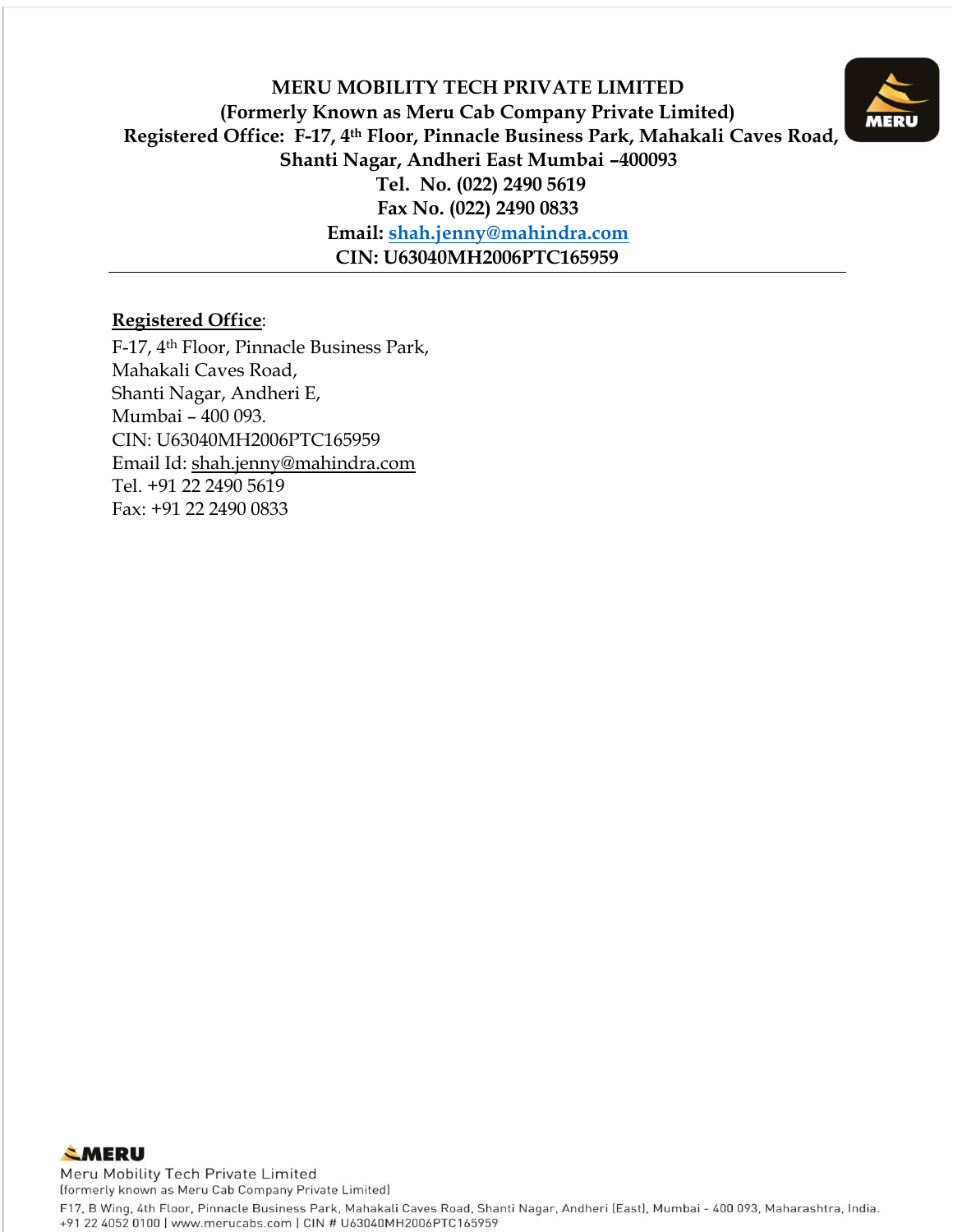**MERU MOBILITY TECH PRIVATE LIMITED**
**(Formerly Known as Meru Cab Company Private Limited)**
**Registered Office: F-17, 4th Floor, Pinnacle Business Park, Mahakali Caves Road, Shanti Nagar, Andheri East Mumbai –400093**
**Tel. No. (022) 2490 5619**
**Fax No. (022) 2490 0833**
**Email: shah.jenny@mahindra.com**
**CIN: U63040MH2006PTC165959**

---

**Registered Office**:

F-17, 4th Floor, Pinnacle Business Park,
Mahakali Caves Road,
Shanti Nagar, Andheri E,
Mumbai – 400 093.
CIN: U63040MH2006PTC165959
Email Id: shah.jenny@mahindra.com
Tel. +91 22 2490 5619
Fax: +91 22 2490 0833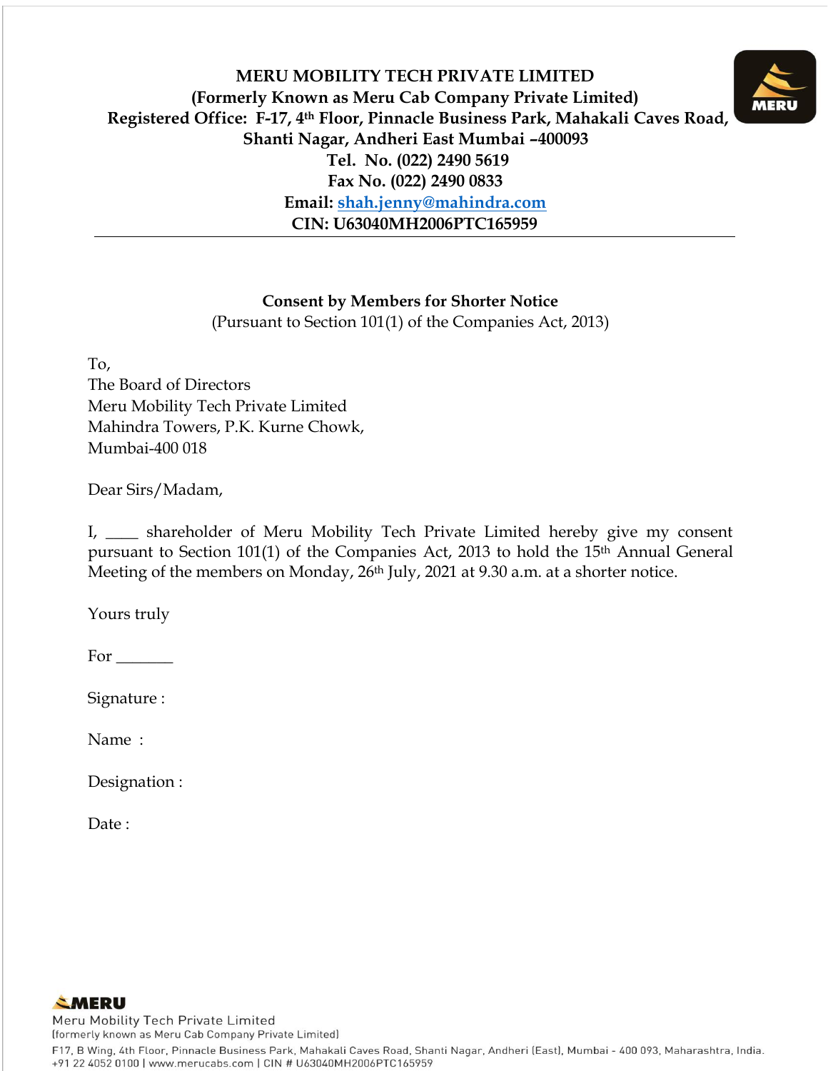**MERU MOBILITY TECH PRIVATE LIMITED**
**(Formerly Known as Meru Cab Company Private Limited)**
**Registered Office: F-17, 4th Floor, Pinnacle Business Park, Mahakali Caves Road, Shanti Nagar, Andheri East Mumbai –400093**
**Tel. No. (022) 2490 5619**
**Fax No. (022) 2490 0833**
**Email: shah.jenny@mahindra.com**
**CIN: U63040MH2006PTC165959**

---

**Consent by Members for Shorter Notice**
(Pursuant to Section 101(1) of the Companies Act, 2013)

To,
The Board of Directors
Meru Mobility Tech Private Limited
Mahindra Towers, P.K. Kurne Chowk,
Mumbai-400 018

Dear Sirs/Madam,

I, ____ shareholder of Meru Mobility Tech Private Limited hereby give my consent pursuant to Section 101(1) of the Companies Act, 2013 to hold the 15th Annual General Meeting of the members on Monday, 26th July, 2021 at 9.30 a.m. at a shorter notice.

Yours truly

For _______

Signature :

Name :

Designation :

Date :

MERU
Meru Mobility Tech Private Limited
(formerly known as Meru Cab Company Private Limited)
F17, B Wing, 4th Floor, Pinnacle Business Park, Mahakali Caves Road, Shanti Nagar, Andheri (East), Mumbai - 400 093, Maharashtra, India.
+91 22 4052 0100 | www.merucabs.com | CIN # U63040MH2006PTC165959